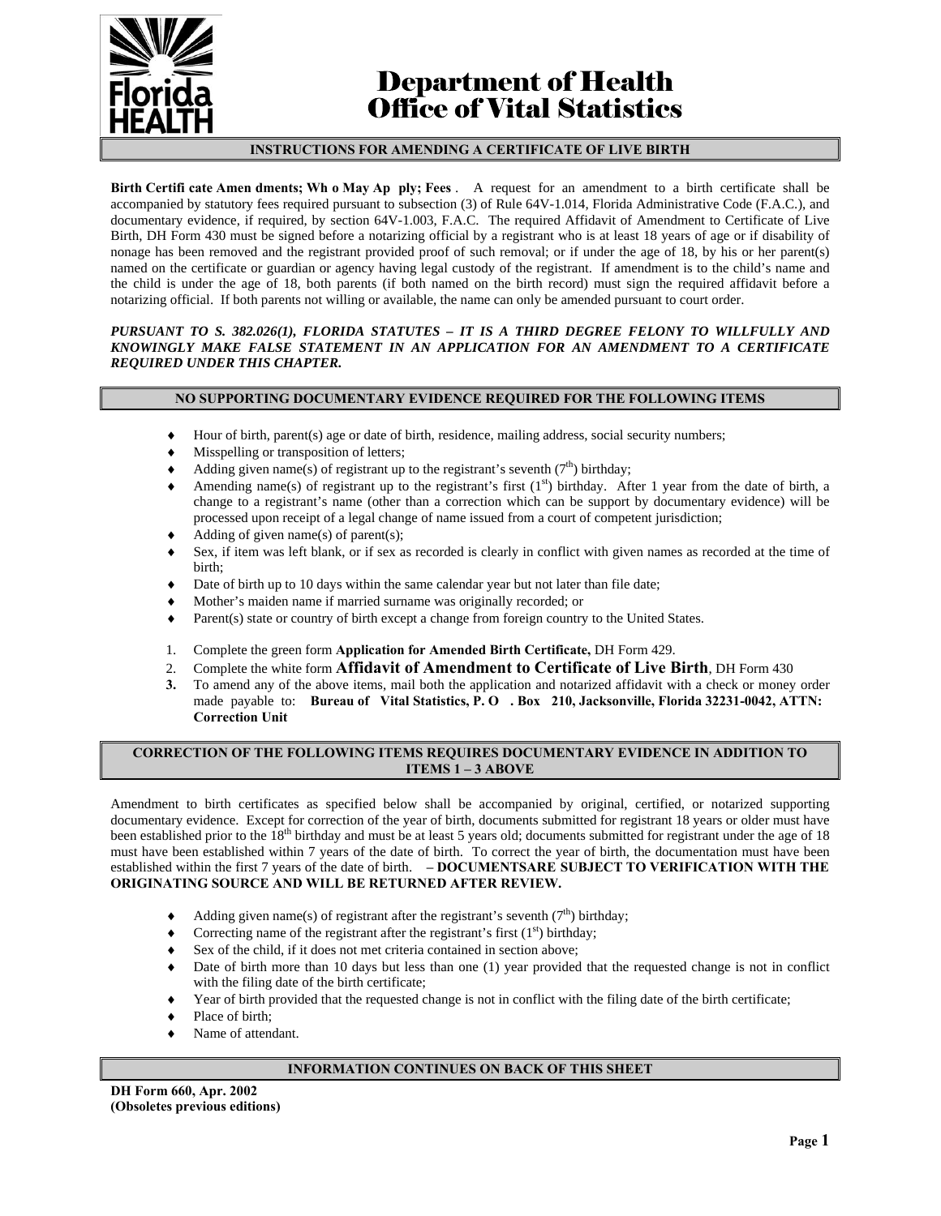# Department of Health
# Office of Vital Statistics

## INSTRUCTIONS FOR AMENDING A CERTIFICATE OF LIVE BIRTH

**Birth Certificate Amendments; Who May Apply; Fees**. A request for an amendment to a birth certificate shall be accompanied by statutory fees required pursuant to subsection (3) of Rule 64V-1.014, Florida Administrative Code (F.A.C.), and documentary evidence, if required, by section 64V-1.003, F.A.C. The required Affidavit of Amendment to Certificate of Live Birth, DH Form 430 must be signed before a notarizing official by a registrant who is at least 18 years of age or if disability of nonage has been removed and the registrant provided proof of such removal; or if under the age of 18, by his or her parent(s) named on the certificate or guardian or agency having legal custody of the registrant. If amendment is to the child's name and the child is under the age of 18, both parents (if both named on the birth record) must sign the required affidavit before a notarizing official. If both parents not willing or available, the name can only be amended pursuant to court order.

***PURSUANT TO S. 382.026(1), FLORIDA STATUTES – IT IS A THIRD DEGREE FELONY TO WILLFULLY AND KNOWINGLY MAKE FALSE STATEMENT IN AN APPLICATION FOR AN AMENDMENT TO A CERTIFICATE REQUIRED UNDER THIS CHAPTER.***

## NO SUPPORTING DOCUMENTARY EVIDENCE REQUIRED FOR THE FOLLOWING ITEMS

- Hour of birth, parent(s) age or date of birth, residence, mailing address, social security numbers;
- Misspelling or transposition of letters;
- Adding given name(s) of registrant up to the registrant's seventh (7th) birthday;
- Amending name(s) of registrant up to the registrant's first (1st) birthday. After 1 year from the date of birth, a change to a registrant's name (other than a correction which can be support by documentary evidence) will be processed upon receipt of a legal change of name issued from a court of competent jurisdiction;
- Adding of given name(s) of parent(s);
- Sex, if item was left blank, or if sex as recorded is clearly in conflict with given names as recorded at the time of birth;
- Date of birth up to 10 days within the same calendar year but not later than file date;
- Mother's maiden name if married surname was originally recorded; or
- Parent(s) state or country of birth except a change from foreign country to the United States.

1. Complete the green form **Application for Amended Birth Certificate,** DH Form 429.
2. Complete the white form **Affidavit of Amendment to Certificate of Live Birth**, DH Form 430
3. To amend any of the above items, mail both the application and notarized affidavit with a check or money order made payable to: **Bureau of Vital Statistics, P. O. Box 210, Jacksonville, Florida 32231-0042, ATTN: Correction Unit**

## CORRECTION OF THE FOLLOWING ITEMS REQUIRES DOCUMENTARY EVIDENCE IN ADDITION TO ITEMS 1 – 3 ABOVE

Amendment to birth certificates as specified below shall be accompanied by original, certified, or notarized supporting documentary evidence. Except for correction of the year of birth, documents submitted for registrant 18 years or older must have been established prior to the 18th birthday and must be at least 5 years old; documents submitted for registrant under the age of 18 must have been established within 7 years of the date of birth. To correct the year of birth, the documentation must have been established within the first 7 years of the date of birth. **– DOCUMENTSARE SUBJECT TO VERIFICATION WITH THE ORIGINATING SOURCE AND WILL BE RETURNED AFTER REVIEW.**

- Adding given name(s) of registrant after the registrant's seventh (7th) birthday;
- Correcting name of the registrant after the registrant's first (1st) birthday;
- Sex of the child, if it does not met criteria contained in section above;
- Date of birth more than 10 days but less than one (1) year provided that the requested change is not in conflict with the filing date of the birth certificate;
- Year of birth provided that the requested change is not in conflict with the filing date of the birth certificate;
- Place of birth;
- Name of attendant.

## INFORMATION CONTINUES ON BACK OF THIS SHEET

**DH Form 660, Apr. 2002**
**(Obsoletes previous editions)**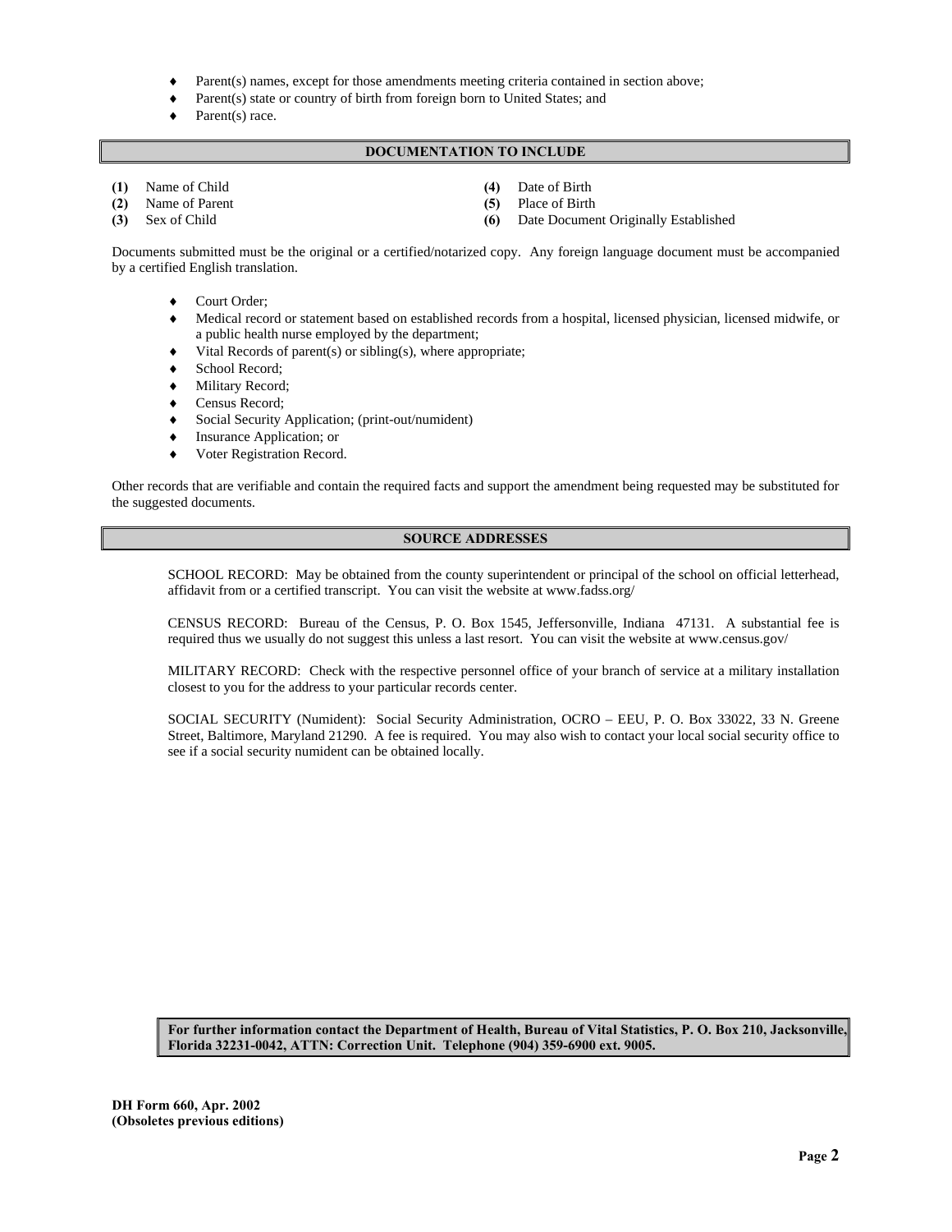- Parent(s) names, except for those amendments meeting criteria contained in section above;
- Parent(s) state or country of birth from foreign born to United States; and
- Parent(s) race.

## DOCUMENTATION TO INCLUDE

**(1)** Name of Child
**(2)** Name of Parent
**(3)** Sex of Child
**(4)** Date of Birth
**(5)** Place of Birth
**(6)** Date Document Originally Established

Documents submitted must be the original or a certified/notarized copy. Any foreign language document must be accompanied by a certified English translation.

- Court Order;
- Medical record or statement based on established records from a hospital, licensed physician, licensed midwife, or a public health nurse employed by the department;
- Vital Records of parent(s) or sibling(s), where appropriate;
- School Record;
- Military Record;
- Census Record;
- Social Security Application; (print-out/numident)
- Insurance Application; or
- Voter Registration Record.

Other records that are verifiable and contain the required facts and support the amendment being requested may be substituted for the suggested documents.

## SOURCE ADDRESSES

SCHOOL RECORD: May be obtained from the county superintendent or principal of the school on official letterhead, affidavit from or a certified transcript. You can visit the website at www.fadss.org/

CENSUS RECORD: Bureau of the Census, P. O. Box 1545, Jeffersonville, Indiana 47131. A substantial fee is required thus we usually do not suggest this unless a last resort. You can visit the website at www.census.gov/

MILITARY RECORD: Check with the respective personnel office of your branch of service at a military installation closest to you for the address to your particular records center.

SOCIAL SECURITY (Numident): Social Security Administration, OCRO – EEU, P. O. Box 33022, 33 N. Greene Street, Baltimore, Maryland 21290. A fee is required. You may also wish to contact your local social security office to see if a social security numident can be obtained locally.

**For further information contact the Department of Health, Bureau of Vital Statistics, P. O. Box 210, Jacksonville, Florida 32231-0042, ATTN: Correction Unit. Telephone (904) 359-6900 ext. 9005.**

**DH Form 660, Apr. 2002**
**(Obsoletes previous editions)**